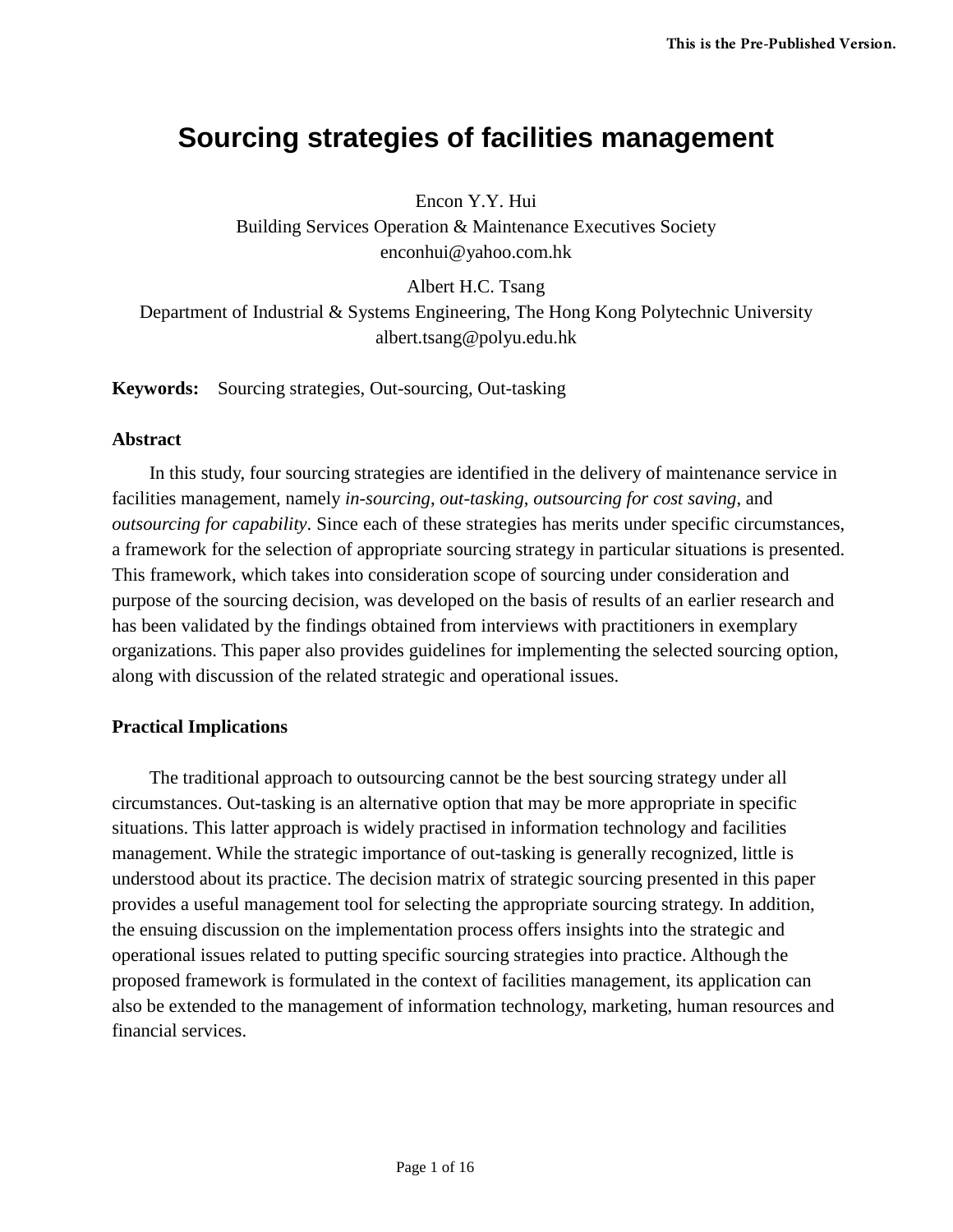# Sourcing strategies of facilities management

Encon Y.Y. Hui
Building Services Operation & Maintenance Executives Society
enconhui@yahoo.com.hk

Albert H.C. Tsang
Department of Industrial & Systems Engineering, The Hong Kong Polytechnic University
albert.tsang@polyu.edu.hk

**Keywords:** Sourcing strategies, Out-sourcing, Out-tasking

**Abstract**

In this study, four sourcing strategies are identified in the delivery of maintenance service in facilities management, namely *in-sourcing*, *out-tasking*, *outsourcing for cost saving*, and *outsourcing for capability*. Since each of these strategies has merits under specific circumstances, a framework for the selection of appropriate sourcing strategy in particular situations is presented. This framework, which takes into consideration scope of sourcing under consideration and purpose of the sourcing decision, was developed on the basis of results of an earlier research and has been validated by the findings obtained from interviews with practitioners in exemplary organizations. This paper also provides guidelines for implementing the selected sourcing option, along with discussion of the related strategic and operational issues.

**Practical Implications**

The traditional approach to outsourcing cannot be the best sourcing strategy under all circumstances. Out-tasking is an alternative option that may be more appropriate in specific situations. This latter approach is widely practised in information technology and facilities management. While the strategic importance of out-tasking is generally recognized, little is understood about its practice. The decision matrix of strategic sourcing presented in this paper provides a useful management tool for selecting the appropriate sourcing strategy. In addition, the ensuing discussion on the implementation process offers insights into the strategic and operational issues related to putting specific sourcing strategies into practice. Although the proposed framework is formulated in the context of facilities management, its application can also be extended to the management of information technology, marketing, human resources and financial services.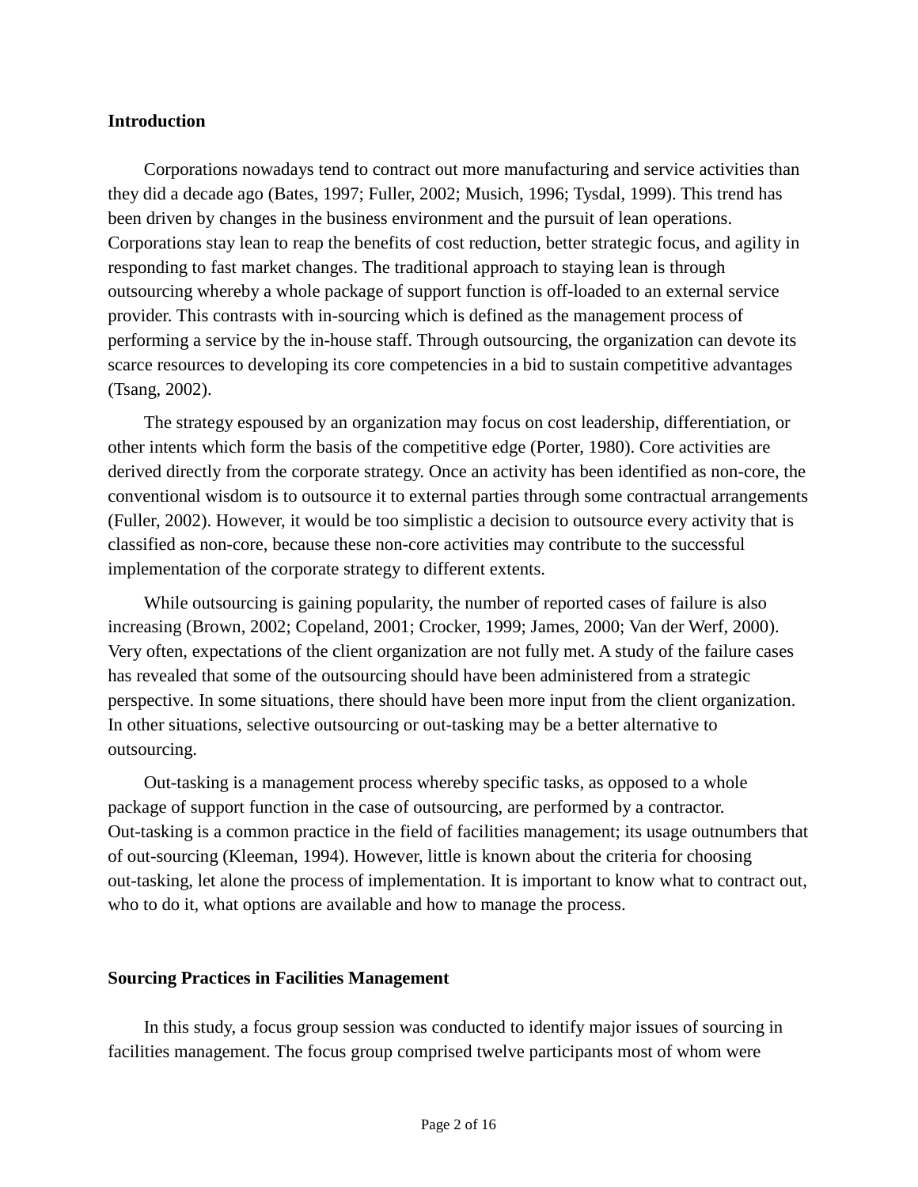## Introduction

Corporations nowadays tend to contract out more manufacturing and service activities than they did a decade ago (Bates, 1997; Fuller, 2002; Musich, 1996; Tysdal, 1999). This trend has been driven by changes in the business environment and the pursuit of lean operations. Corporations stay lean to reap the benefits of cost reduction, better strategic focus, and agility in responding to fast market changes. The traditional approach to staying lean is through outsourcing whereby a whole package of support function is off-loaded to an external service provider. This contrasts with in-sourcing which is defined as the management process of performing a service by the in-house staff. Through outsourcing, the organization can devote its scarce resources to developing its core competencies in a bid to sustain competitive advantages (Tsang, 2002).

The strategy espoused by an organization may focus on cost leadership, differentiation, or other intents which form the basis of the competitive edge (Porter, 1980). Core activities are derived directly from the corporate strategy. Once an activity has been identified as non-core, the conventional wisdom is to outsource it to external parties through some contractual arrangements (Fuller, 2002). However, it would be too simplistic a decision to outsource every activity that is classified as non-core, because these non-core activities may contribute to the successful implementation of the corporate strategy to different extents.

While outsourcing is gaining popularity, the number of reported cases of failure is also increasing (Brown, 2002; Copeland, 2001; Crocker, 1999; James, 2000; Van der Werf, 2000). Very often, expectations of the client organization are not fully met. A study of the failure cases has revealed that some of the outsourcing should have been administered from a strategic perspective. In some situations, there should have been more input from the client organization. In other situations, selective outsourcing or out-tasking may be a better alternative to outsourcing.

Out-tasking is a management process whereby specific tasks, as opposed to a whole package of support function in the case of outsourcing, are performed by a contractor. Out-tasking is a common practice in the field of facilities management; its usage outnumbers that of out-sourcing (Kleeman, 1994). However, little is known about the criteria for choosing out-tasking, let alone the process of implementation. It is important to know what to contract out, who to do it, what options are available and how to manage the process.

## Sourcing Practices in Facilities Management

In this study, a focus group session was conducted to identify major issues of sourcing in facilities management. The focus group comprised twelve participants most of whom were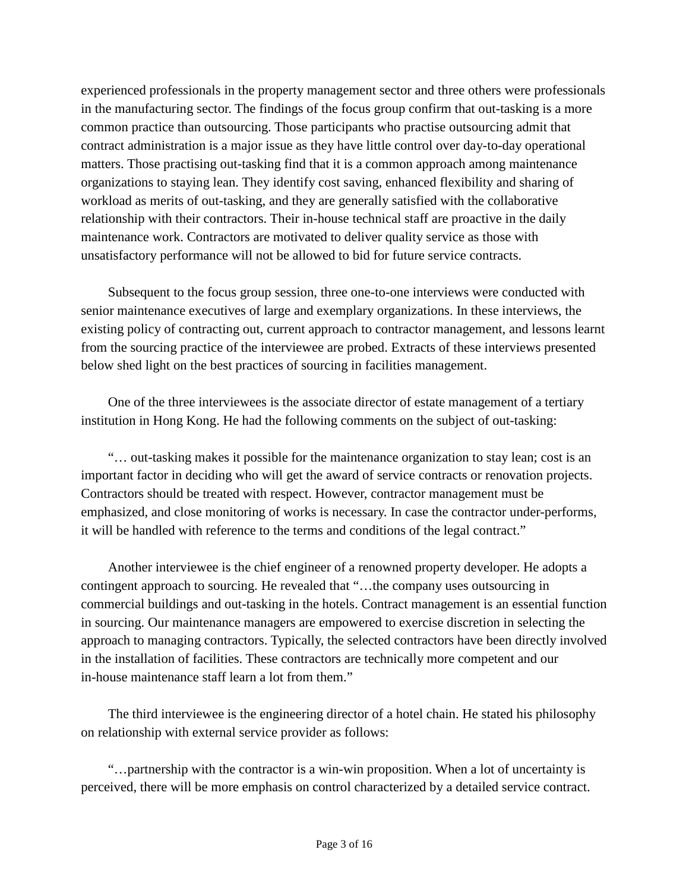experienced professionals in the property management sector and three others were professionals in the manufacturing sector. The findings of the focus group confirm that out-tasking is a more common practice than outsourcing. Those participants who practise outsourcing admit that contract administration is a major issue as they have little control over day-to-day operational matters. Those practising out-tasking find that it is a common approach among maintenance organizations to staying lean. They identify cost saving, enhanced flexibility and sharing of workload as merits of out-tasking, and they are generally satisfied with the collaborative relationship with their contractors. Their in-house technical staff are proactive in the daily maintenance work. Contractors are motivated to deliver quality service as those with unsatisfactory performance will not be allowed to bid for future service contracts.

Subsequent to the focus group session, three one-to-one interviews were conducted with senior maintenance executives of large and exemplary organizations. In these interviews, the existing policy of contracting out, current approach to contractor management, and lessons learnt from the sourcing practice of the interviewee are probed. Extracts of these interviews presented below shed light on the best practices of sourcing in facilities management.

One of the three interviewees is the associate director of estate management of a tertiary institution in Hong Kong. He had the following comments on the subject of out-tasking:

"… out-tasking makes it possible for the maintenance organization to stay lean; cost is an important factor in deciding who will get the award of service contracts or renovation projects. Contractors should be treated with respect. However, contractor management must be emphasized, and close monitoring of works is necessary. In case the contractor under-performs, it will be handled with reference to the terms and conditions of the legal contract."

Another interviewee is the chief engineer of a renowned property developer. He adopts a contingent approach to sourcing. He revealed that "…the company uses outsourcing in commercial buildings and out-tasking in the hotels. Contract management is an essential function in sourcing. Our maintenance managers are empowered to exercise discretion in selecting the approach to managing contractors. Typically, the selected contractors have been directly involved in the installation of facilities. These contractors are technically more competent and our in-house maintenance staff learn a lot from them."

The third interviewee is the engineering director of a hotel chain. He stated his philosophy on relationship with external service provider as follows:

"…partnership with the contractor is a win-win proposition. When a lot of uncertainty is perceived, there will be more emphasis on control characterized by a detailed service contract.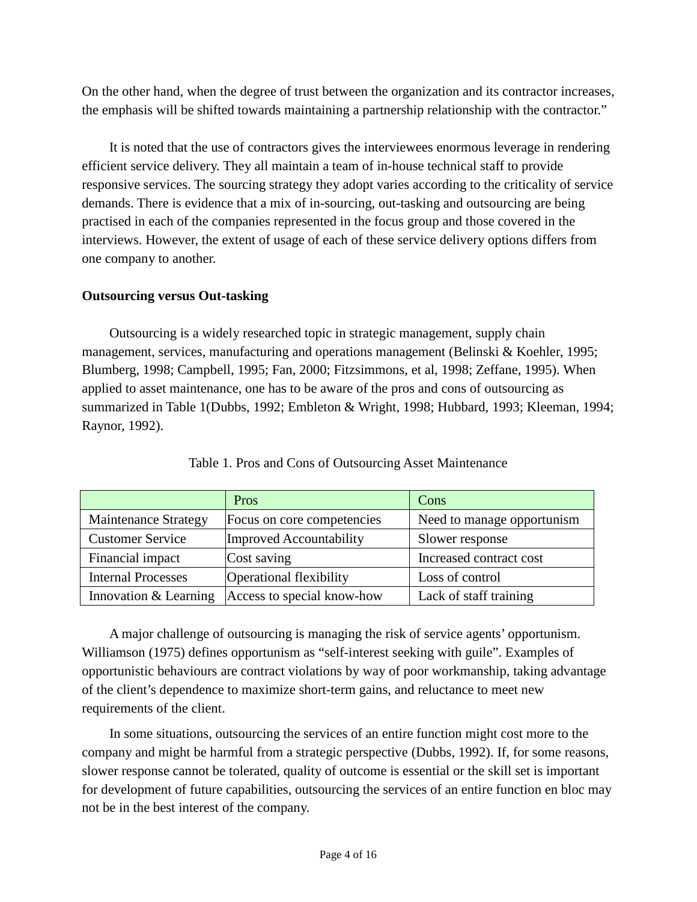On the other hand, when the degree of trust between the organization and its contractor increases, the emphasis will be shifted towards maintaining a partnership relationship with the contractor."

It is noted that the use of contractors gives the interviewees enormous leverage in rendering efficient service delivery. They all maintain a team of in-house technical staff to provide responsive services. The sourcing strategy they adopt varies according to the criticality of service demands. There is evidence that a mix of in-sourcing, out-tasking and outsourcing are being practised in each of the companies represented in the focus group and those covered in the interviews. However, the extent of usage of each of these service delivery options differs from one company to another.

**Outsourcing versus Out-tasking**

Outsourcing is a widely researched topic in strategic management, supply chain management, services, manufacturing and operations management (Belinski & Koehler, 1995; Blumberg, 1998; Campbell, 1995; Fan, 2000; Fitzsimmons, et al, 1998; Zeffane, 1995). When applied to asset maintenance, one has to be aware of the pros and cons of outsourcing as summarized in Table 1(Dubbs, 1992; Embleton & Wright, 1998; Hubbard, 1993; Kleeman, 1994; Raynor, 1992).

Table 1. Pros and Cons of Outsourcing Asset Maintenance

| | Pros | Cons |
|---|---|---|
| Maintenance Strategy | Focus on core competencies | Need to manage opportunism |
| Customer Service | Improved Accountability | Slower response |
| Financial impact | Cost saving | Increased contract cost |
| Internal Processes | Operational flexibility | Loss of control |
| Innovation & Learning | Access to special know-how | Lack of staff training |

A major challenge of outsourcing is managing the risk of service agents' opportunism. Williamson (1975) defines opportunism as "self-interest seeking with guile". Examples of opportunistic behaviours are contract violations by way of poor workmanship, taking advantage of the client's dependence to maximize short-term gains, and reluctance to meet new requirements of the client.

In some situations, outsourcing the services of an entire function might cost more to the company and might be harmful from a strategic perspective (Dubbs, 1992). If, for some reasons, slower response cannot be tolerated, quality of outcome is essential or the skill set is important for development of future capabilities, outsourcing the services of an entire function en bloc may not be in the best interest of the company.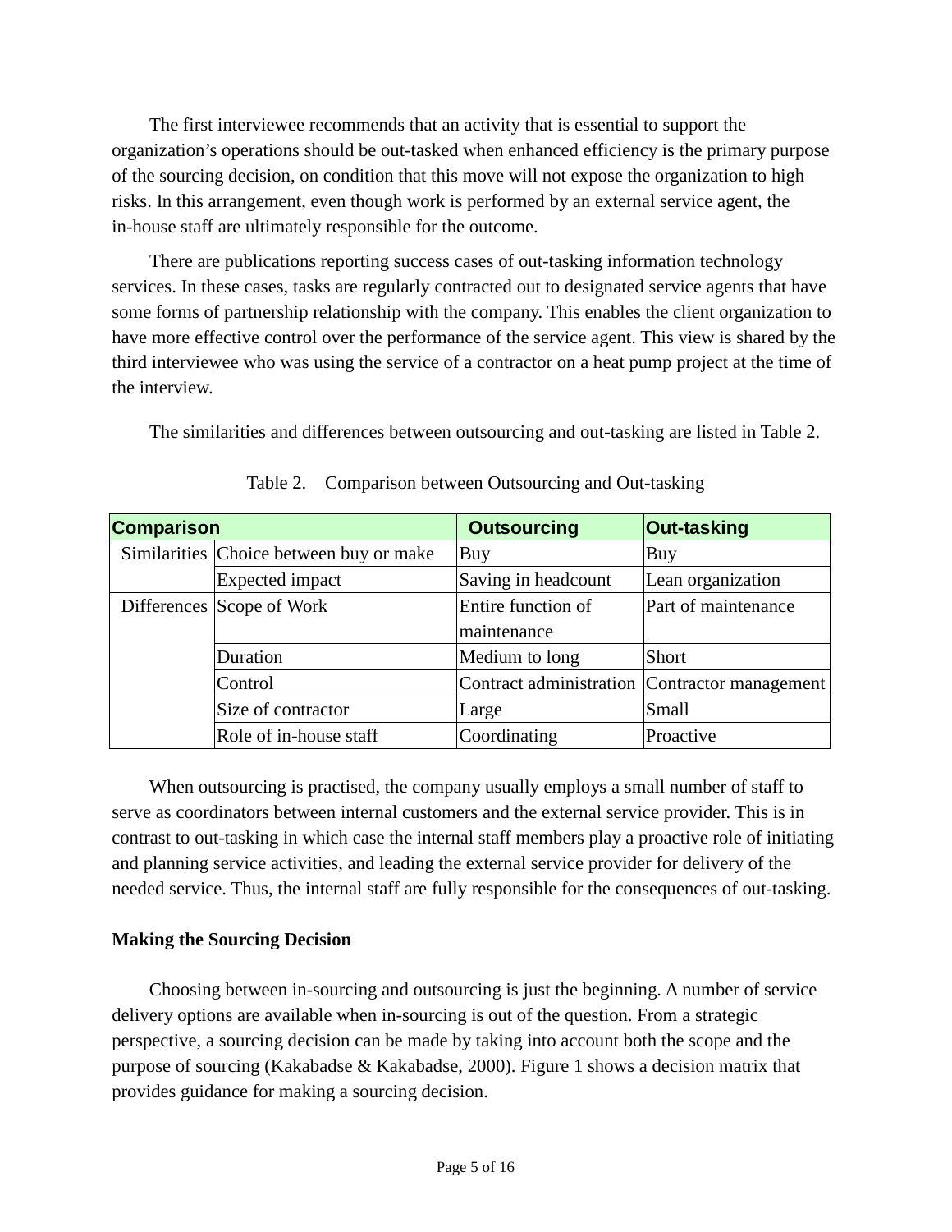The first interviewee recommends that an activity that is essential to support the organization's operations should be out-tasked when enhanced efficiency is the primary purpose of the sourcing decision, on condition that this move will not expose the organization to high risks. In this arrangement, even though work is performed by an external service agent, the in-house staff are ultimately responsible for the outcome.

There are publications reporting success cases of out-tasking information technology services. In these cases, tasks are regularly contracted out to designated service agents that have some forms of partnership relationship with the company. This enables the client organization to have more effective control over the performance of the service agent. This view is shared by the third interviewee who was using the service of a contractor on a heat pump project at the time of the interview.

The similarities and differences between outsourcing and out-tasking are listed in Table 2.

Table 2. Comparison between Outsourcing and Out-tasking

| **Comparison** | | **Outsourcing** | **Out-tasking** |
|---|---|---|---|
| Similarities | Choice between buy or make | Buy | Buy |
| | Expected impact | Saving in headcount | Lean organization |
| Differences | Scope of Work | Entire function of maintenance | Part of maintenance |
| | Duration | Medium to long | Short |
| | Control | Contract administration | Contractor management |
| | Size of contractor | Large | Small |
| | Role of in-house staff | Coordinating | Proactive |

When outsourcing is practised, the company usually employs a small number of staff to serve as coordinators between internal customers and the external service provider. This is in contrast to out-tasking in which case the internal staff members play a proactive role of initiating and planning service activities, and leading the external service provider for delivery of the needed service. Thus, the internal staff are fully responsible for the consequences of out-tasking.

**Making the Sourcing Decision**

Choosing between in-sourcing and outsourcing is just the beginning. A number of service delivery options are available when in-sourcing is out of the question. From a strategic perspective, a sourcing decision can be made by taking into account both the scope and the purpose of sourcing (Kakabadse & Kakabadse, 2000). Figure 1 shows a decision matrix that provides guidance for making a sourcing decision.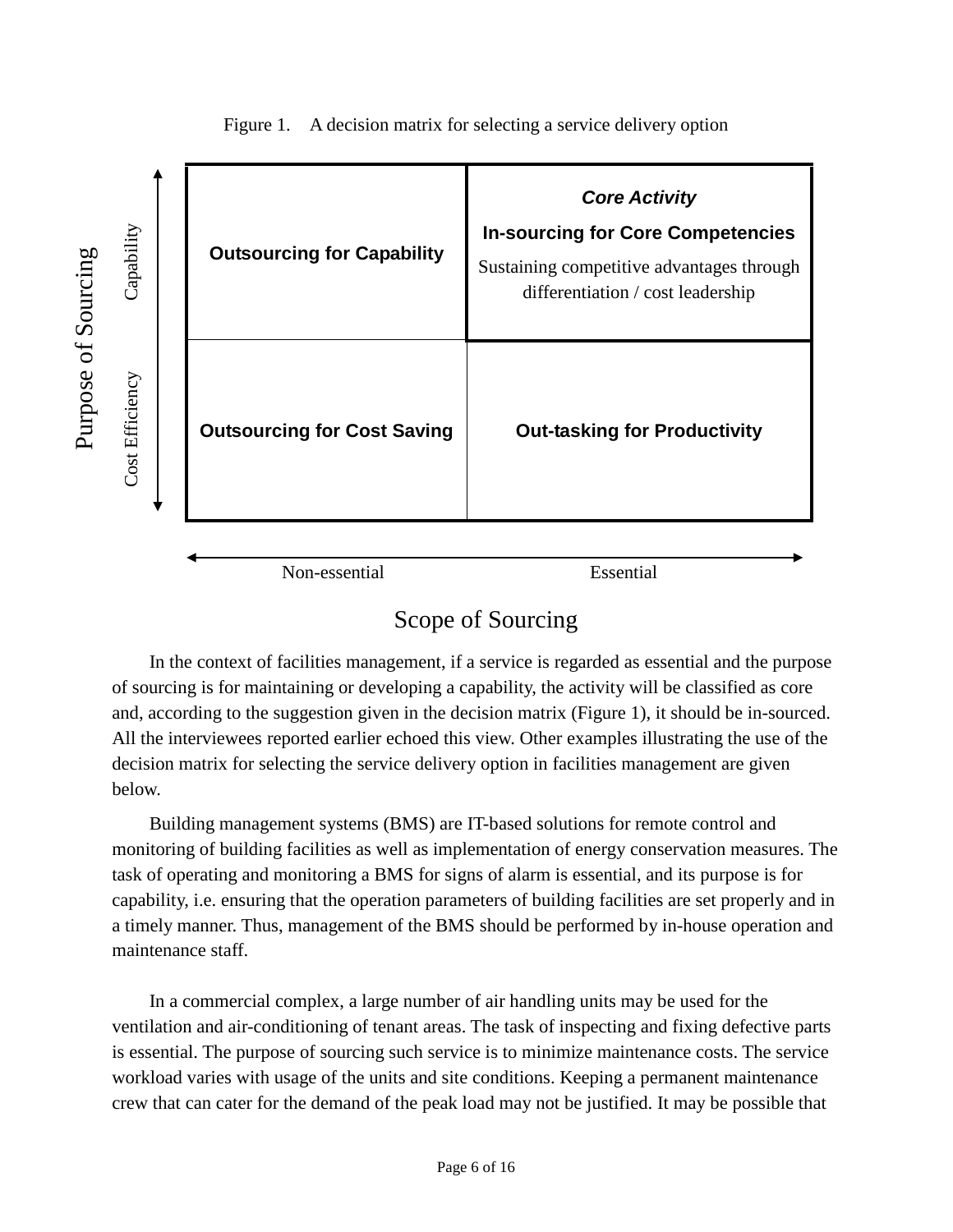Figure 1. A decision matrix for selecting a service delivery option

| Purpose of Sourcing | Non-essential | Essential |
|---|---|---|
| Capability | **Outsourcing for Capability** | ***Core Activity*** <br> **In-sourcing for Core Competencies** <br> Sustaining competitive advantages through differentiation / cost leadership |
| Cost Efficiency | **Outsourcing for Cost Saving** | **Out-tasking for Productivity** |

Scope of Sourcing

In the context of facilities management, if a service is regarded as essential and the purpose of sourcing is for maintaining or developing a capability, the activity will be classified as core and, according to the suggestion given in the decision matrix (Figure 1), it should be in-sourced. All the interviewees reported earlier echoed this view. Other examples illustrating the use of the decision matrix for selecting the service delivery option in facilities management are given below.

Building management systems (BMS) are IT-based solutions for remote control and monitoring of building facilities as well as implementation of energy conservation measures. The task of operating and monitoring a BMS for signs of alarm is essential, and its purpose is for capability, i.e. ensuring that the operation parameters of building facilities are set properly and in a timely manner. Thus, management of the BMS should be performed by in-house operation and maintenance staff.

In a commercial complex, a large number of air handling units may be used for the ventilation and air-conditioning of tenant areas. The task of inspecting and fixing defective parts is essential. The purpose of sourcing such service is to minimize maintenance costs. The service workload varies with usage of the units and site conditions. Keeping a permanent maintenance crew that can cater for the demand of the peak load may not be justified. It may be possible that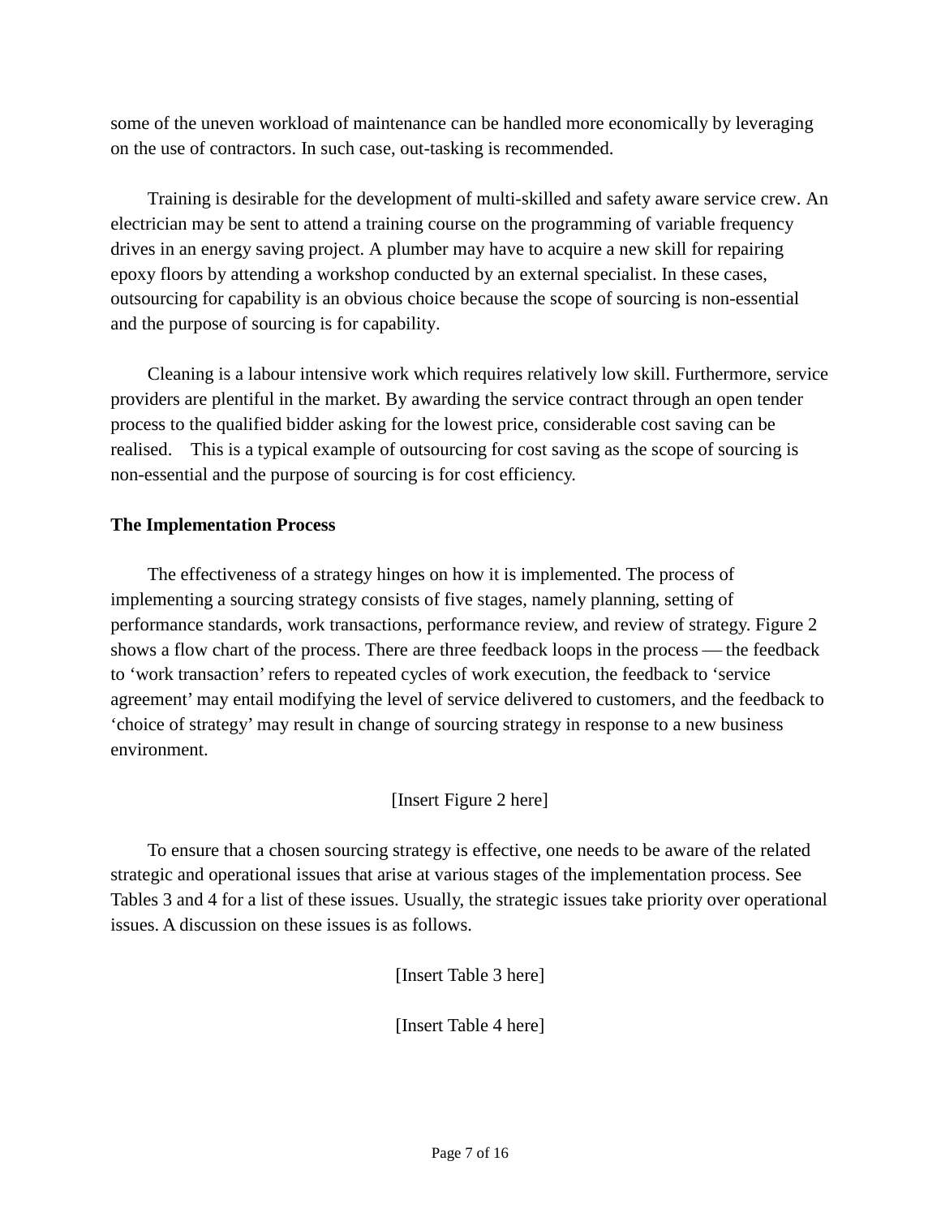some of the uneven workload of maintenance can be handled more economically by leveraging on the use of contractors. In such case, out-tasking is recommended.

Training is desirable for the development of multi-skilled and safety aware service crew. An electrician may be sent to attend a training course on the programming of variable frequency drives in an energy saving project. A plumber may have to acquire a new skill for repairing epoxy floors by attending a workshop conducted by an external specialist. In these cases, outsourcing for capability is an obvious choice because the scope of sourcing is non-essential and the purpose of sourcing is for capability.

Cleaning is a labour intensive work which requires relatively low skill. Furthermore, service providers are plentiful in the market. By awarding the service contract through an open tender process to the qualified bidder asking for the lowest price, considerable cost saving can be realised. This is a typical example of outsourcing for cost saving as the scope of sourcing is non-essential and the purpose of sourcing is for cost efficiency.

**The Implementation Process**

The effectiveness of a strategy hinges on how it is implemented. The process of implementing a sourcing strategy consists of five stages, namely planning, setting of performance standards, work transactions, performance review, and review of strategy. Figure 2 shows a flow chart of the process. There are three feedback loops in the process — the feedback to 'work transaction' refers to repeated cycles of work execution, the feedback to 'service agreement' may entail modifying the level of service delivered to customers, and the feedback to 'choice of strategy' may result in change of sourcing strategy in response to a new business environment.

[Insert Figure 2 here]

To ensure that a chosen sourcing strategy is effective, one needs to be aware of the related strategic and operational issues that arise at various stages of the implementation process. See Tables 3 and 4 for a list of these issues. Usually, the strategic issues take priority over operational issues. A discussion on these issues is as follows.

[Insert Table 3 here]

[Insert Table 4 here]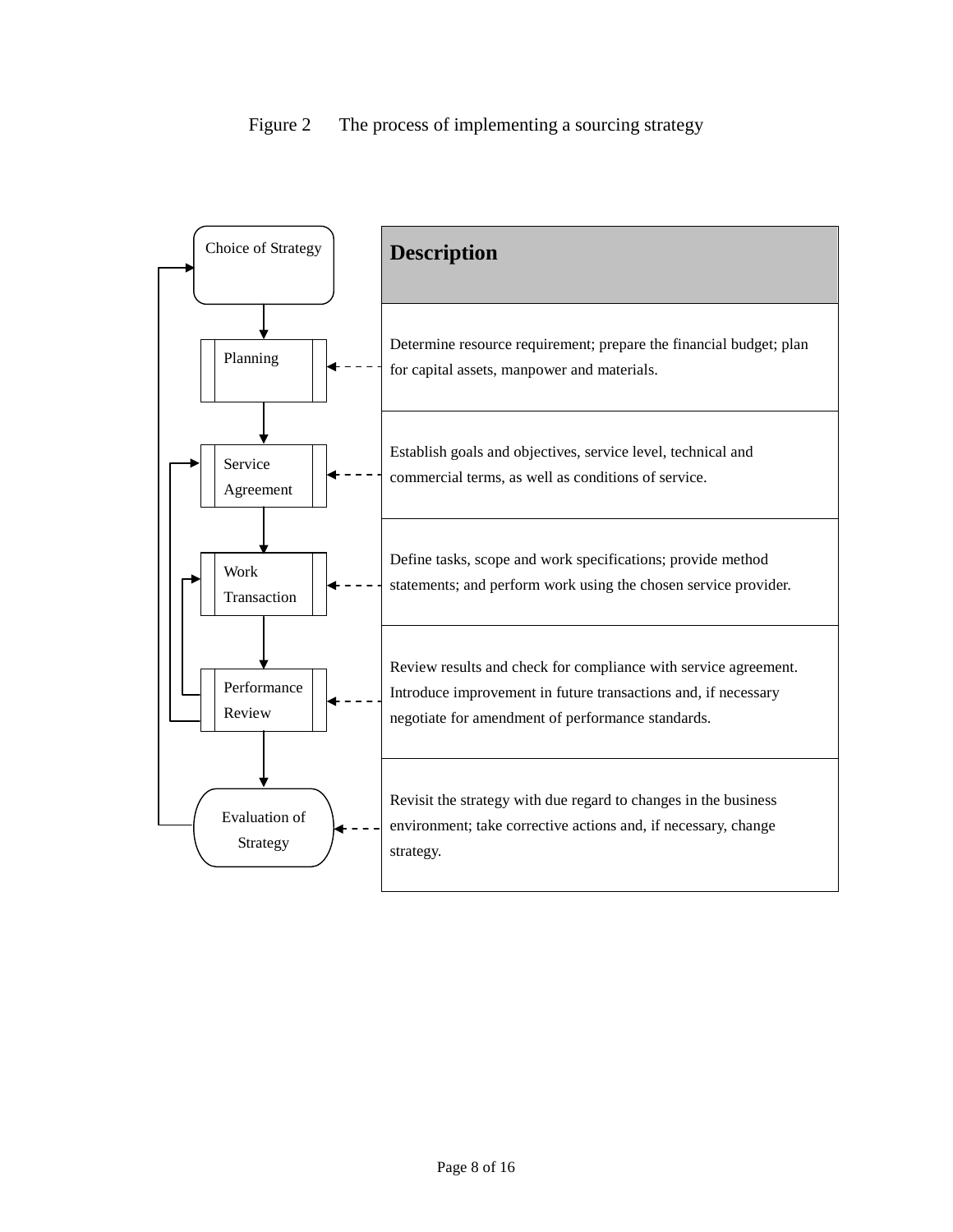Figure 2 The process of implementing a sourcing strategy

| Stage | Description |
| --- | --- |
| Choice of Strategy | |
| Planning | Determine resource requirement; prepare the financial budget; plan for capital assets, manpower and materials. |
| Service Agreement | Establish goals and objectives, service level, technical and commercial terms, as well as conditions of service. |
| Work Transaction | Define tasks, scope and work specifications; provide method statements; and perform work using the chosen service provider. |
| Performance Review | Review results and check for compliance with service agreement. Introduce improvement in future transactions and, if necessary negotiate for amendment of performance standards. |
| Evaluation of Strategy | Revisit the strategy with due regard to changes in the business environment; take corrective actions and, if necessary, change strategy. |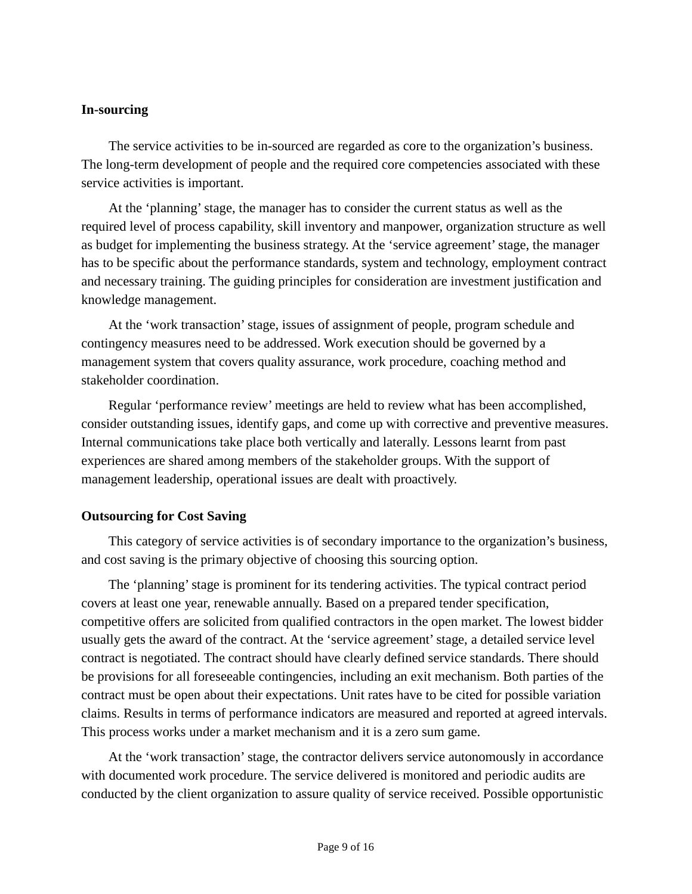**In-sourcing**

The service activities to be in-sourced are regarded as core to the organization's business. The long-term development of people and the required core competencies associated with these service activities is important.

At the 'planning' stage, the manager has to consider the current status as well as the required level of process capability, skill inventory and manpower, organization structure as well as budget for implementing the business strategy. At the 'service agreement' stage, the manager has to be specific about the performance standards, system and technology, employment contract and necessary training. The guiding principles for consideration are investment justification and knowledge management.

At the 'work transaction' stage, issues of assignment of people, program schedule and contingency measures need to be addressed. Work execution should be governed by a management system that covers quality assurance, work procedure, coaching method and stakeholder coordination.

Regular 'performance review' meetings are held to review what has been accomplished, consider outstanding issues, identify gaps, and come up with corrective and preventive measures. Internal communications take place both vertically and laterally. Lessons learnt from past experiences are shared among members of the stakeholder groups. With the support of management leadership, operational issues are dealt with proactively.

**Outsourcing for Cost Saving**

This category of service activities is of secondary importance to the organization's business, and cost saving is the primary objective of choosing this sourcing option.

The 'planning' stage is prominent for its tendering activities. The typical contract period covers at least one year, renewable annually. Based on a prepared tender specification, competitive offers are solicited from qualified contractors in the open market. The lowest bidder usually gets the award of the contract. At the 'service agreement' stage, a detailed service level contract is negotiated. The contract should have clearly defined service standards. There should be provisions for all foreseeable contingencies, including an exit mechanism. Both parties of the contract must be open about their expectations. Unit rates have to be cited for possible variation claims. Results in terms of performance indicators are measured and reported at agreed intervals. This process works under a market mechanism and it is a zero sum game.

At the 'work transaction' stage, the contractor delivers service autonomously in accordance with documented work procedure. The service delivered is monitored and periodic audits are conducted by the client organization to assure quality of service received. Possible opportunistic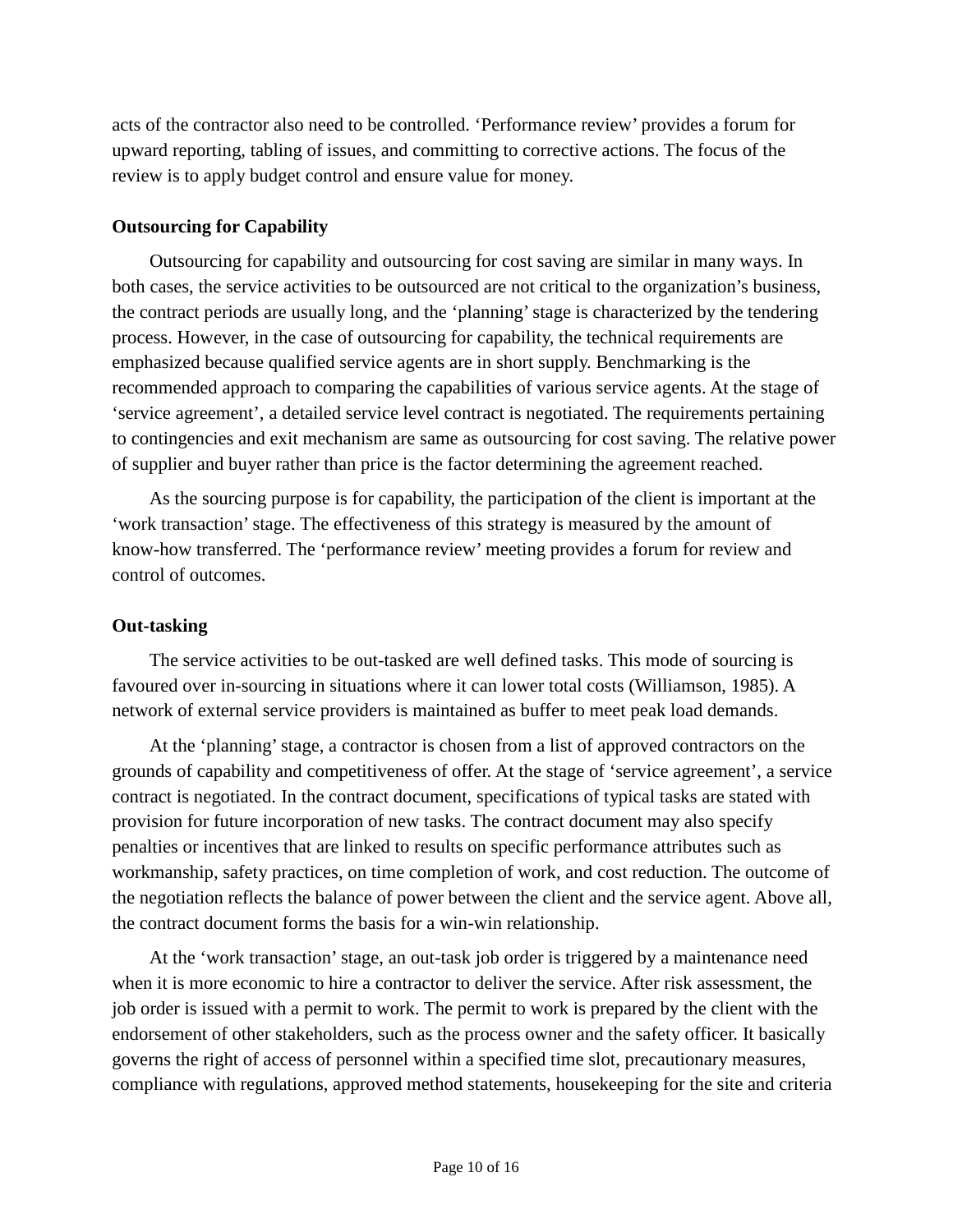acts of the contractor also need to be controlled. ‘Performance review’ provides a forum for upward reporting, tabling of issues, and committing to corrective actions. The focus of the review is to apply budget control and ensure value for money.

**Outsourcing for Capability**

Outsourcing for capability and outsourcing for cost saving are similar in many ways. In both cases, the service activities to be outsourced are not critical to the organization’s business, the contract periods are usually long, and the ‘planning’ stage is characterized by the tendering process. However, in the case of outsourcing for capability, the technical requirements are emphasized because qualified service agents are in short supply. Benchmarking is the recommended approach to comparing the capabilities of various service agents. At the stage of ‘service agreement’, a detailed service level contract is negotiated. The requirements pertaining to contingencies and exit mechanism are same as outsourcing for cost saving. The relative power of supplier and buyer rather than price is the factor determining the agreement reached.

As the sourcing purpose is for capability, the participation of the client is important at the ‘work transaction’ stage. The effectiveness of this strategy is measured by the amount of know-how transferred. The ‘performance review’ meeting provides a forum for review and control of outcomes.

**Out-tasking**

The service activities to be out-tasked are well defined tasks. This mode of sourcing is favoured over in-sourcing in situations where it can lower total costs (Williamson, 1985). A network of external service providers is maintained as buffer to meet peak load demands.

At the ‘planning’ stage, a contractor is chosen from a list of approved contractors on the grounds of capability and competitiveness of offer. At the stage of ‘service agreement’, a service contract is negotiated. In the contract document, specifications of typical tasks are stated with provision for future incorporation of new tasks. The contract document may also specify penalties or incentives that are linked to results on specific performance attributes such as workmanship, safety practices, on time completion of work, and cost reduction. The outcome of the negotiation reflects the balance of power between the client and the service agent. Above all, the contract document forms the basis for a win-win relationship.

At the ‘work transaction’ stage, an out-task job order is triggered by a maintenance need when it is more economic to hire a contractor to deliver the service. After risk assessment, the job order is issued with a permit to work. The permit to work is prepared by the client with the endorsement of other stakeholders, such as the process owner and the safety officer. It basically governs the right of access of personnel within a specified time slot, precautionary measures, compliance with regulations, approved method statements, housekeeping for the site and criteria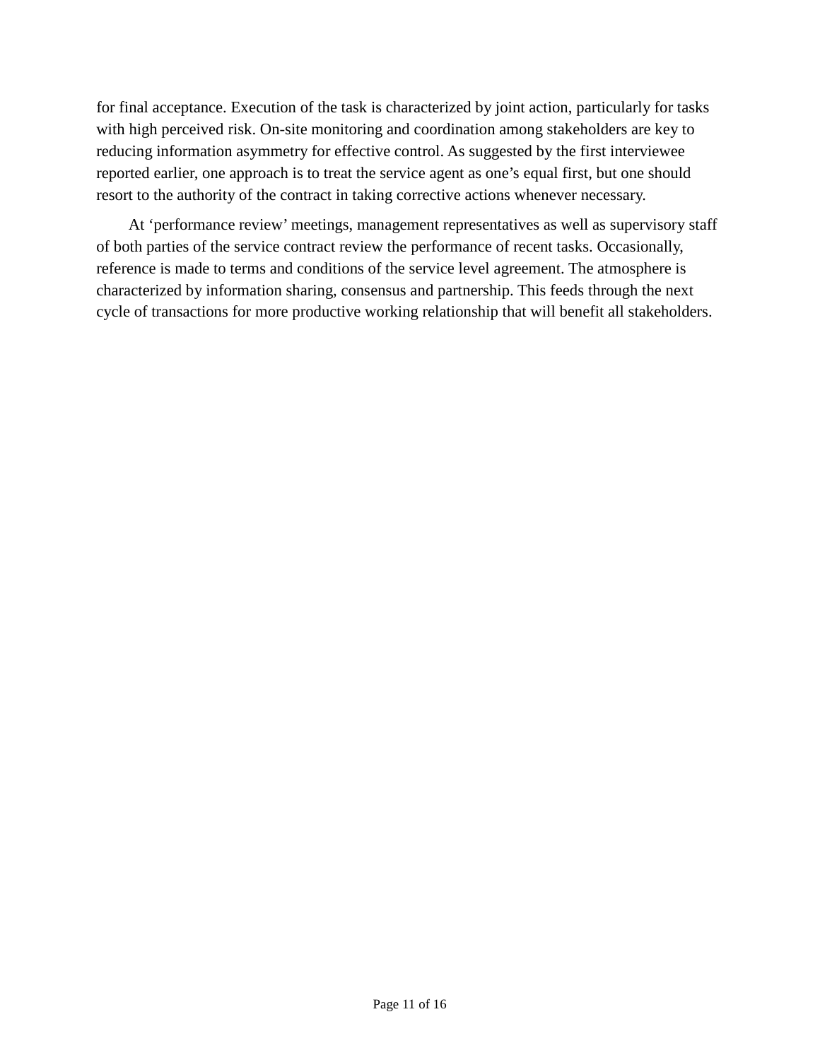for final acceptance. Execution of the task is characterized by joint action, particularly for tasks with high perceived risk. On-site monitoring and coordination among stakeholders are key to reducing information asymmetry for effective control. As suggested by the first interviewee reported earlier, one approach is to treat the service agent as one's equal first, but one should resort to the authority of the contract in taking corrective actions whenever necessary.

At 'performance review' meetings, management representatives as well as supervisory staff of both parties of the service contract review the performance of recent tasks. Occasionally, reference is made to terms and conditions of the service level agreement. The atmosphere is characterized by information sharing, consensus and partnership. This feeds through the next cycle of transactions for more productive working relationship that will benefit all stakeholders.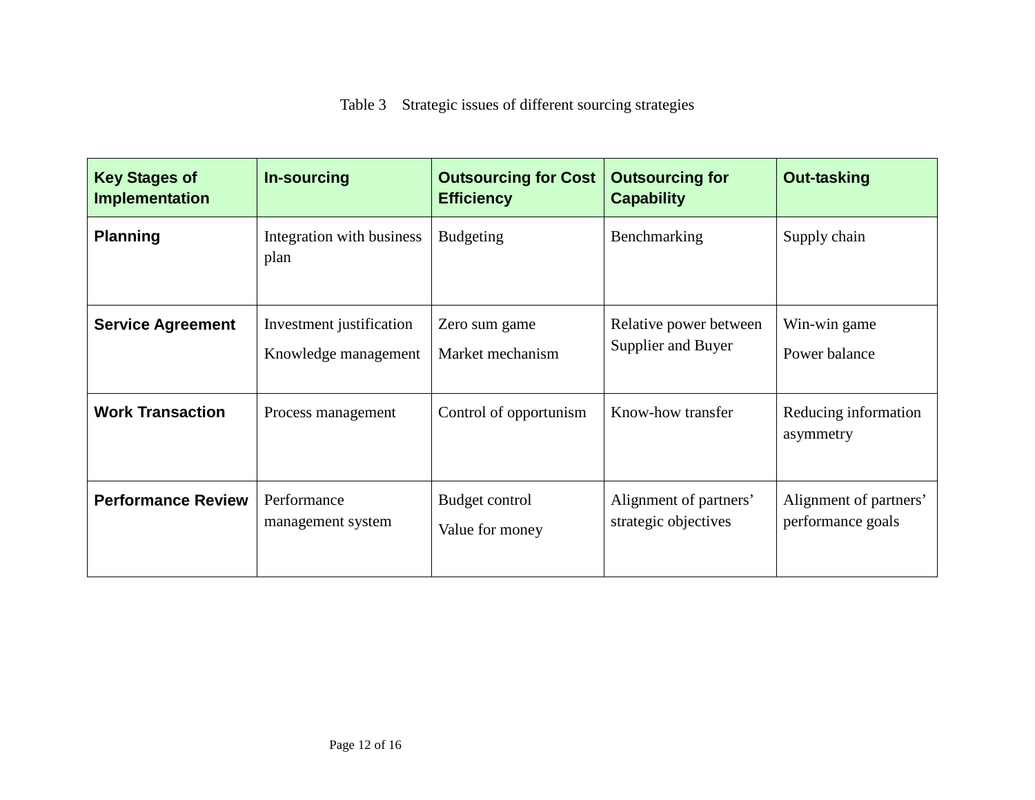Table 3 Strategic issues of different sourcing strategies

| Key Stages of Implementation | In-sourcing | Outsourcing for Cost Efficiency | Outsourcing for Capability | Out-tasking |
|---|---|---|---|---|
| **Planning** | Integration with business plan | Budgeting | Benchmarking | Supply chain |
| **Service Agreement** | Investment justification<br>Knowledge management | Zero sum game<br>Market mechanism | Relative power between Supplier and Buyer | Win-win game<br>Power balance |
| **Work Transaction** | Process management | Control of opportunism | Know-how transfer | Reducing information asymmetry |
| **Performance Review** | Performance management system | Budget control<br>Value for money | Alignment of partners' strategic objectives | Alignment of partners' performance goals |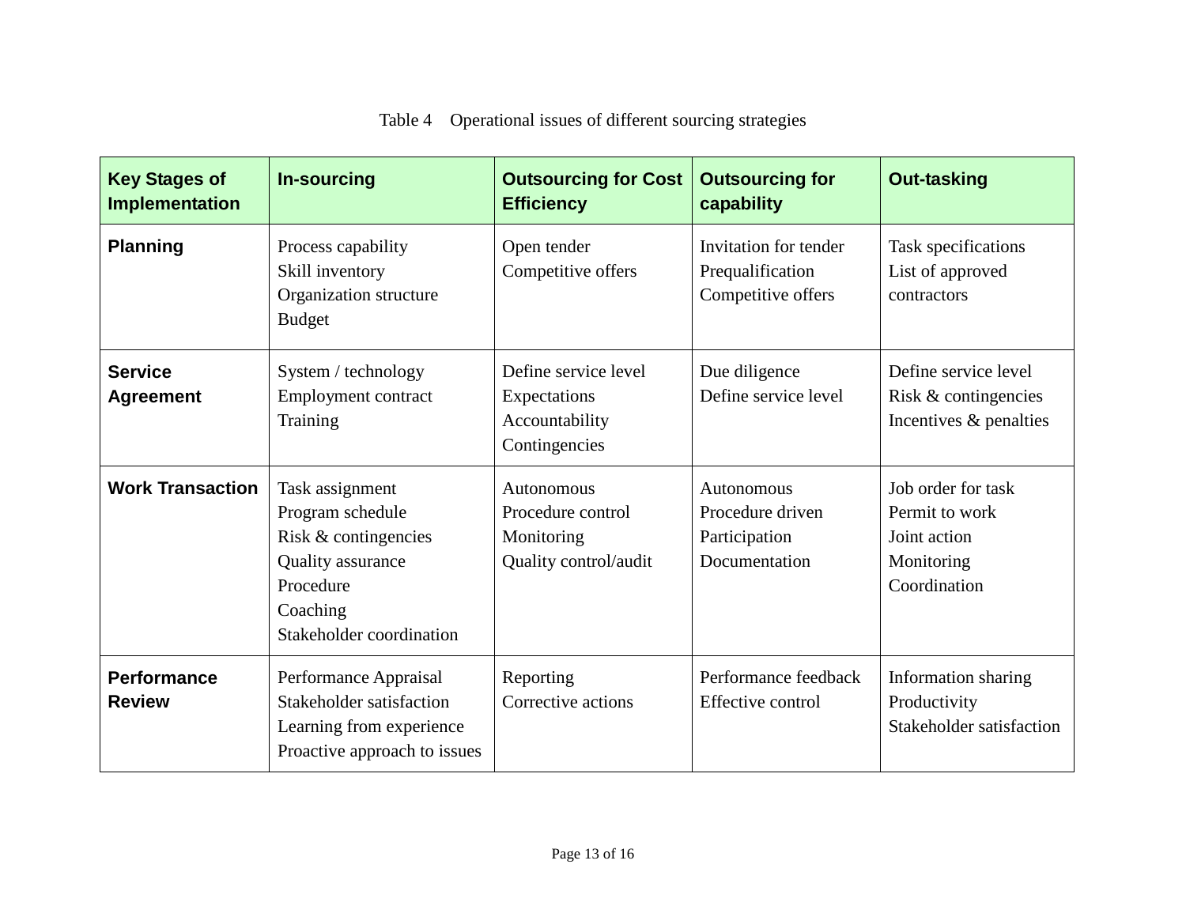Table 4 Operational issues of different sourcing strategies

| Key Stages of Implementation | In-sourcing | Outsourcing for Cost Efficiency | Outsourcing for capability | Out-tasking |
|---|---|---|---|---|
| **Planning** | Process capability<br>Skill inventory<br>Organization structure<br>Budget | Open tender<br>Competitive offers | Invitation for tender<br>Prequalification<br>Competitive offers | Task specifications<br>List of approved contractors |
| **Service Agreement** | System / technology<br>Employment contract<br>Training | Define service level<br>Expectations<br>Accountability<br>Contingencies | Due diligence<br>Define service level | Define service level<br>Risk & contingencies<br>Incentives & penalties |
| **Work Transaction** | Task assignment<br>Program schedule<br>Risk & contingencies<br>Quality assurance<br>Procedure<br>Coaching<br>Stakeholder coordination | Autonomous<br>Procedure control<br>Monitoring<br>Quality control/audit | Autonomous<br>Procedure driven<br>Participation<br>Documentation | Job order for task<br>Permit to work<br>Joint action<br>Monitoring<br>Coordination |
| **Performance Review** | Performance Appraisal<br>Stakeholder satisfaction<br>Learning from experience<br>Proactive approach to issues | Reporting<br>Corrective actions | Performance feedback<br>Effective control | Information sharing<br>Productivity<br>Stakeholder satisfaction |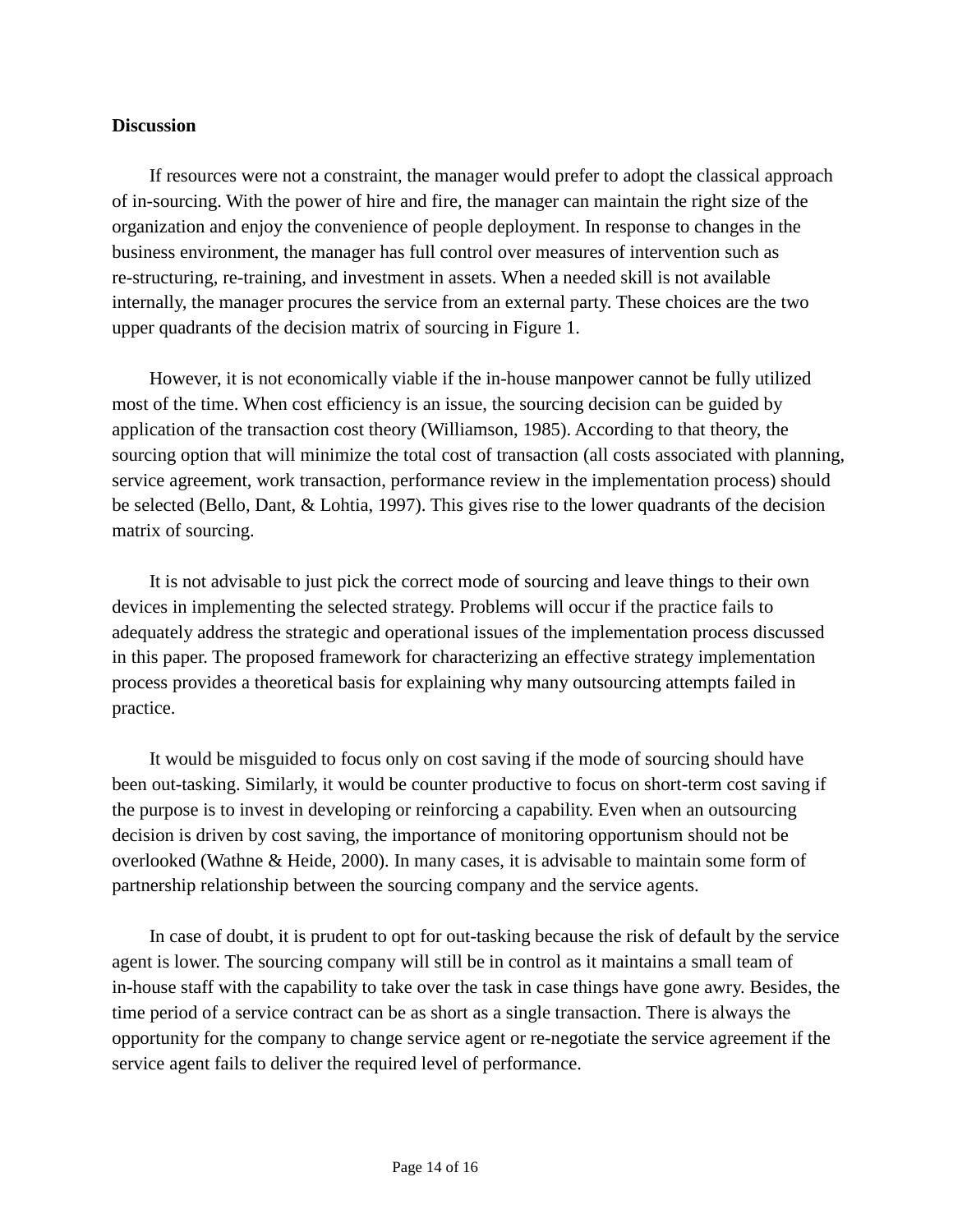**Discussion**

If resources were not a constraint, the manager would prefer to adopt the classical approach of in-sourcing. With the power of hire and fire, the manager can maintain the right size of the organization and enjoy the convenience of people deployment. In response to changes in the business environment, the manager has full control over measures of intervention such as re-structuring, re-training, and investment in assets. When a needed skill is not available internally, the manager procures the service from an external party. These choices are the two upper quadrants of the decision matrix of sourcing in Figure 1.

However, it is not economically viable if the in-house manpower cannot be fully utilized most of the time. When cost efficiency is an issue, the sourcing decision can be guided by application of the transaction cost theory (Williamson, 1985). According to that theory, the sourcing option that will minimize the total cost of transaction (all costs associated with planning, service agreement, work transaction, performance review in the implementation process) should be selected (Bello, Dant, & Lohtia, 1997). This gives rise to the lower quadrants of the decision matrix of sourcing.

It is not advisable to just pick the correct mode of sourcing and leave things to their own devices in implementing the selected strategy. Problems will occur if the practice fails to adequately address the strategic and operational issues of the implementation process discussed in this paper. The proposed framework for characterizing an effective strategy implementation process provides a theoretical basis for explaining why many outsourcing attempts failed in practice.

It would be misguided to focus only on cost saving if the mode of sourcing should have been out-tasking. Similarly, it would be counter productive to focus on short-term cost saving if the purpose is to invest in developing or reinforcing a capability. Even when an outsourcing decision is driven by cost saving, the importance of monitoring opportunism should not be overlooked (Wathne & Heide, 2000). In many cases, it is advisable to maintain some form of partnership relationship between the sourcing company and the service agents.

In case of doubt, it is prudent to opt for out-tasking because the risk of default by the service agent is lower. The sourcing company will still be in control as it maintains a small team of in-house staff with the capability to take over the task in case things have gone awry. Besides, the time period of a service contract can be as short as a single transaction. There is always the opportunity for the company to change service agent or re-negotiate the service agreement if the service agent fails to deliver the required level of performance.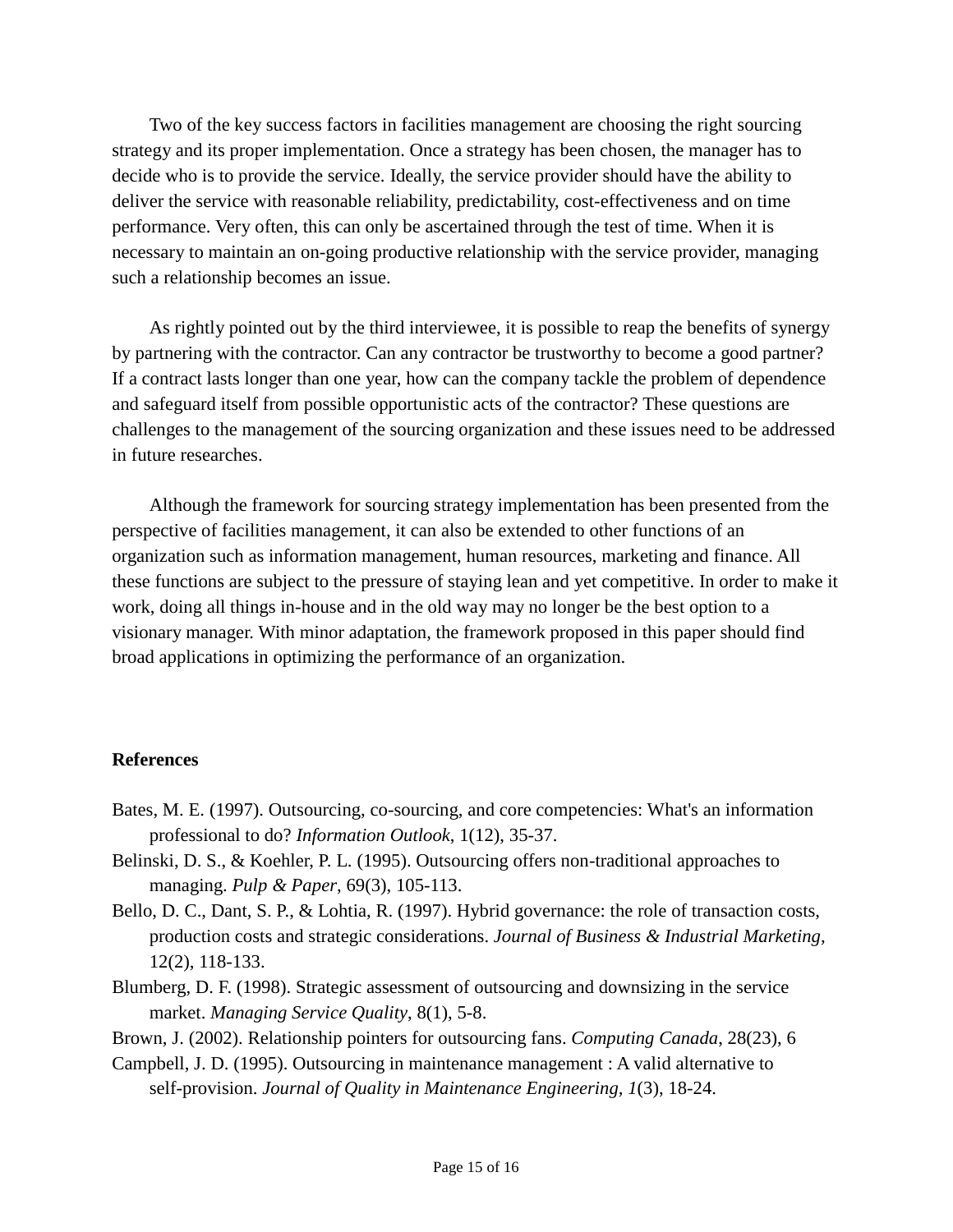Two of the key success factors in facilities management are choosing the right sourcing strategy and its proper implementation. Once a strategy has been chosen, the manager has to decide who is to provide the service. Ideally, the service provider should have the ability to deliver the service with reasonable reliability, predictability, cost-effectiveness and on time performance. Very often, this can only be ascertained through the test of time. When it is necessary to maintain an on-going productive relationship with the service provider, managing such a relationship becomes an issue.

As rightly pointed out by the third interviewee, it is possible to reap the benefits of synergy by partnering with the contractor. Can any contractor be trustworthy to become a good partner? If a contract lasts longer than one year, how can the company tackle the problem of dependence and safeguard itself from possible opportunistic acts of the contractor? These questions are challenges to the management of the sourcing organization and these issues need to be addressed in future researches.

Although the framework for sourcing strategy implementation has been presented from the perspective of facilities management, it can also be extended to other functions of an organization such as information management, human resources, marketing and finance. All these functions are subject to the pressure of staying lean and yet competitive. In order to make it work, doing all things in-house and in the old way may no longer be the best option to a visionary manager. With minor adaptation, the framework proposed in this paper should find broad applications in optimizing the performance of an organization.

**References**

Bates, M. E. (1997). Outsourcing, co-sourcing, and core competencies: What's an information professional to do? *Information Outlook*, 1(12), 35-37.

Belinski, D. S., & Koehler, P. L. (1995). Outsourcing offers non-traditional approaches to managing. *Pulp & Paper*, 69(3), 105-113.

Bello, D. C., Dant, S. P., & Lohtia, R. (1997). Hybrid governance: the role of transaction costs, production costs and strategic considerations. *Journal of Business & Industrial Marketing*, 12(2), 118-133.

Blumberg, D. F. (1998). Strategic assessment of outsourcing and downsizing in the service market. *Managing Service Quality*, 8(1), 5-8.

Brown, J. (2002). Relationship pointers for outsourcing fans. *Computing Canada*, 28(23), 6

Campbell, J. D. (1995). Outsourcing in maintenance management : A valid alternative to self-provision. *Journal of Quality in Maintenance Engineering, 1*(3), 18-24.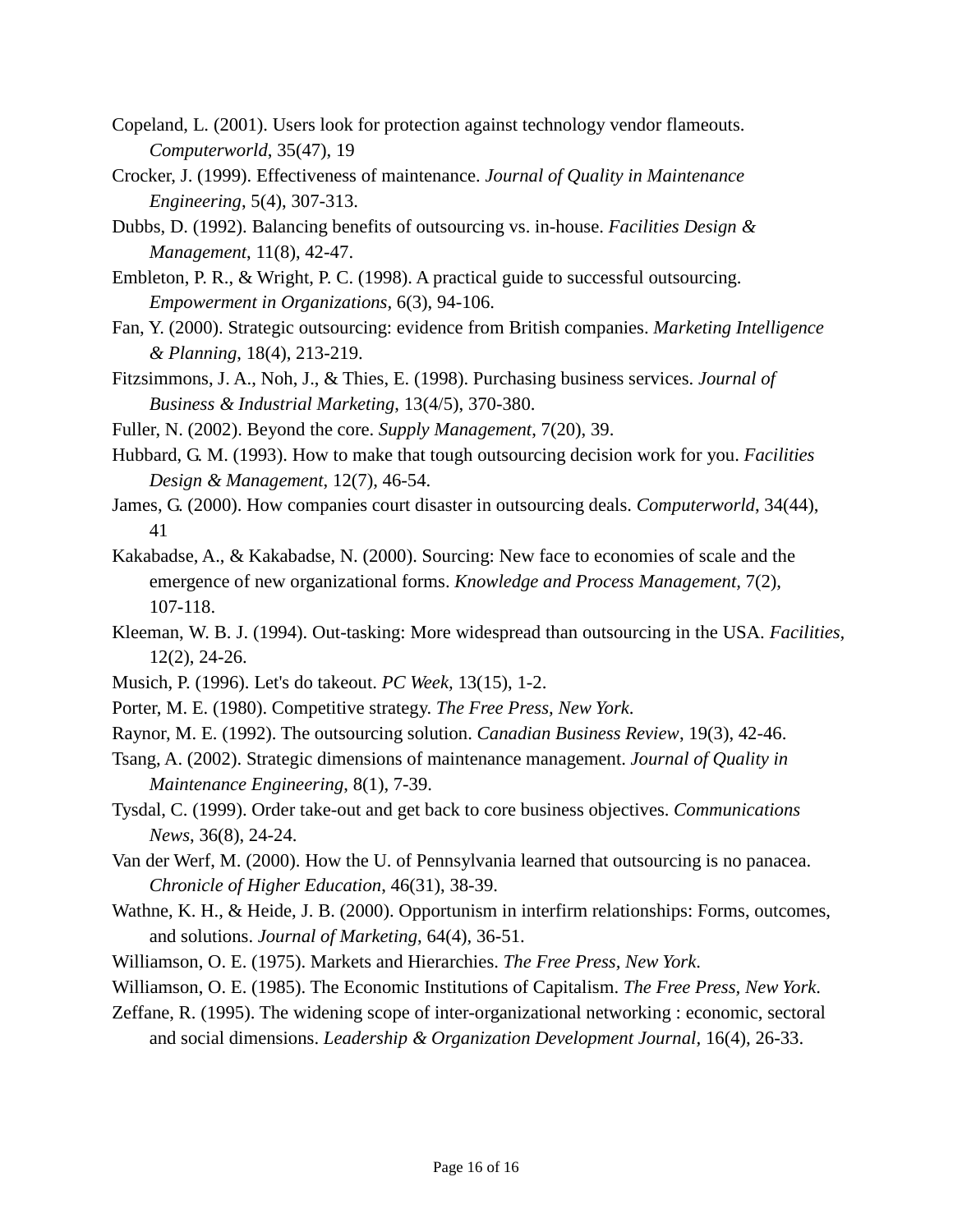Copeland, L. (2001). Users look for protection against technology vendor flameouts. *Computerworld*, 35(47), 19

Crocker, J. (1999). Effectiveness of maintenance. *Journal of Quality in Maintenance Engineering*, 5(4), 307-313.

Dubbs, D. (1992). Balancing benefits of outsourcing vs. in-house. *Facilities Design & Management*, 11(8), 42-47.

Embleton, P. R., & Wright, P. C. (1998). A practical guide to successful outsourcing. *Empowerment in Organizations*, 6(3), 94-106.

Fan, Y. (2000). Strategic outsourcing: evidence from British companies. *Marketing Intelligence & Planning*, 18(4), 213-219.

Fitzsimmons, J. A., Noh, J., & Thies, E. (1998). Purchasing business services. *Journal of Business & Industrial Marketing*, 13(4/5), 370-380.

Fuller, N. (2002). Beyond the core. *Supply Management*, 7(20), 39.

Hubbard, G. M. (1993). How to make that tough outsourcing decision work for you. *Facilities Design & Management*, 12(7), 46-54.

James, G. (2000). How companies court disaster in outsourcing deals. *Computerworld*, 34(44), 41

Kakabadse, A., & Kakabadse, N. (2000). Sourcing: New face to economies of scale and the emergence of new organizational forms. *Knowledge and Process Management*, 7(2), 107-118.

Kleeman, W. B. J. (1994). Out-tasking: More widespread than outsourcing in the USA. *Facilities*, 12(2), 24-26.

Musich, P. (1996). Let's do takeout. *PC Week*, 13(15), 1-2.

Porter, M. E. (1980). Competitive strategy. *The Free Press, New York*.

Raynor, M. E. (1992). The outsourcing solution. *Canadian Business Review*, 19(3), 42-46.

Tsang, A. (2002). Strategic dimensions of maintenance management. *Journal of Quality in Maintenance Engineering*, 8(1), 7-39.

Tysdal, C. (1999). Order take-out and get back to core business objectives. *Communications News*, 36(8), 24-24.

Van der Werf, M. (2000). How the U. of Pennsylvania learned that outsourcing is no panacea. *Chronicle of Higher Education*, 46(31), 38-39.

Wathne, K. H., & Heide, J. B. (2000). Opportunism in interfirm relationships: Forms, outcomes, and solutions. *Journal of Marketing*, 64(4), 36-51.

Williamson, O. E. (1975). Markets and Hierarchies. *The Free Press, New York*.

Williamson, O. E. (1985). The Economic Institutions of Capitalism. *The Free Press, New York*.

Zeffane, R. (1995). The widening scope of inter-organizational networking : economic, sectoral and social dimensions. *Leadership & Organization Development Journal*, 16(4), 26-33.